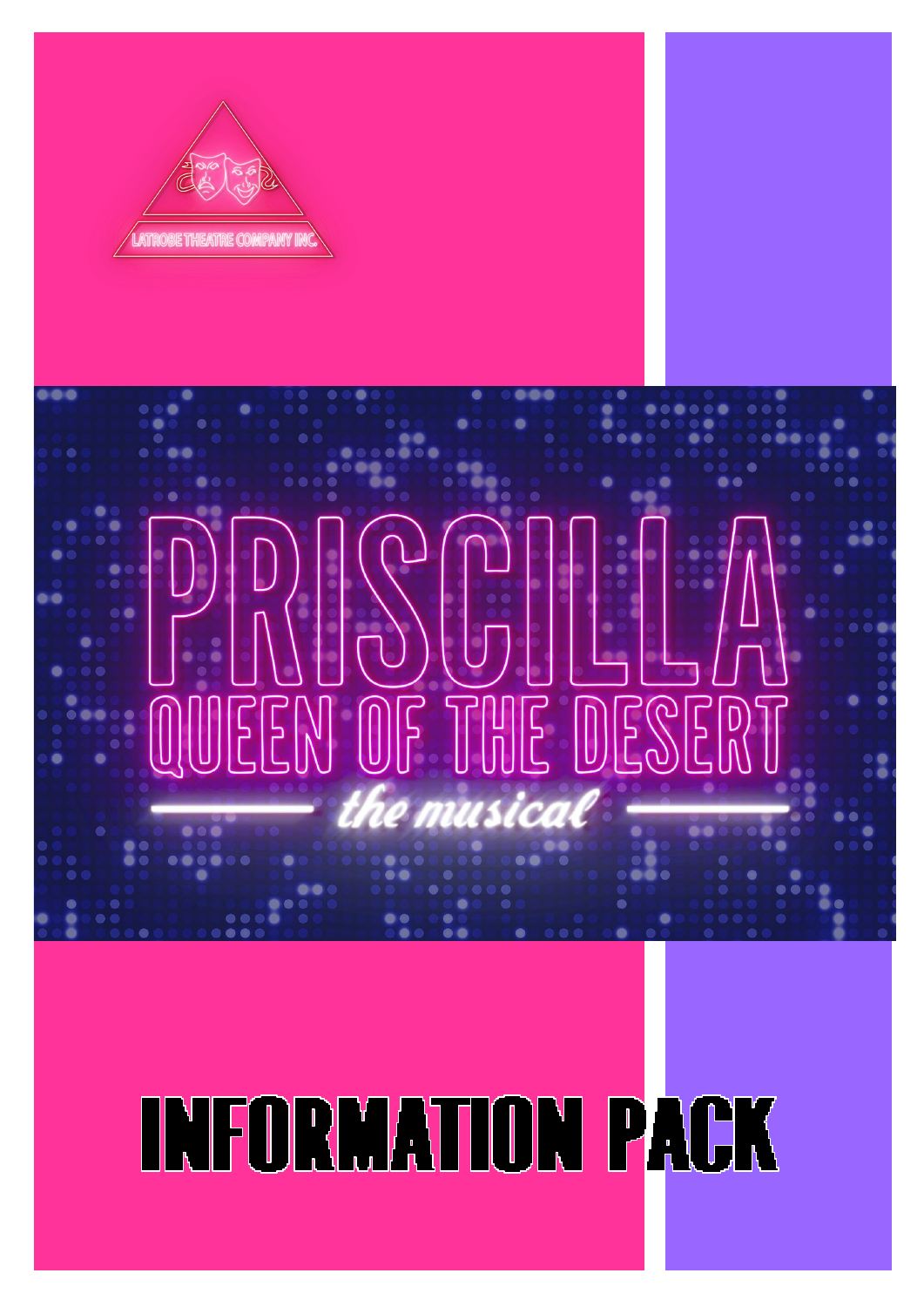LATROBE THEATRE COMPANY INC.

# PRISCILLA QUEEN OF THE DESERT

*the musical*

# INFORMATION PACK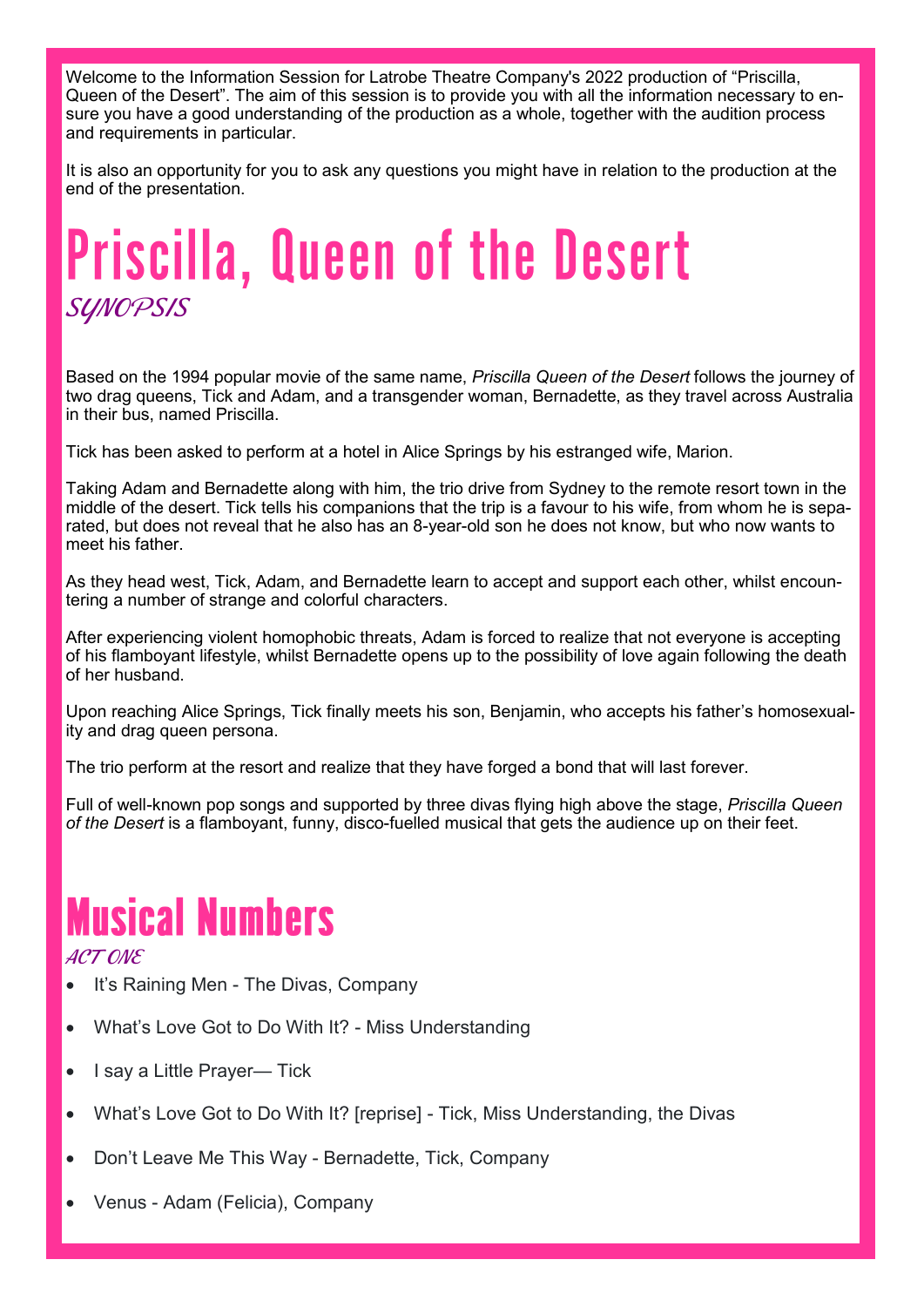Welcome to the Information Session for Latrobe Theatre Company's 2022 production of "Priscilla, Queen of the Desert". The aim of this session is to provide you with all the information necessary to ensure you have a good understanding of the production as a whole, together with the audition process and requirements in particular.

It is also an opportunity for you to ask any questions you might have in relation to the production at the end of the presentation.

# Priscilla, Queen of the Desert

### *SYNOPSIS*

Based on the 1994 popular movie of the same name, *Priscilla Queen of the Desert* follows the journey of two drag queens, Tick and Adam, and a transgender woman, Bernadette, as they travel across Australia in their bus, named Priscilla.

Tick has been asked to perform at a hotel in Alice Springs by his estranged wife, Marion.

Taking Adam and Bernadette along with him, the trio drive from Sydney to the remote resort town in the middle of the desert. Tick tells his companions that the trip is a favour to his wife, from whom he is separated, but does not reveal that he also has an 8-year-old son he does not know, but who now wants to meet his father.

As they head west, Tick, Adam, and Bernadette learn to accept and support each other, whilst encountering a number of strange and colorful characters.

After experiencing violent homophobic threats, Adam is forced to realize that not everyone is accepting of his flamboyant lifestyle, whilst Bernadette opens up to the possibility of love again following the death of her husband.

Upon reaching Alice Springs, Tick finally meets his son, Benjamin, who accepts his father's homosexuality and drag queen persona.

The trio perform at the resort and realize that they have forged a bond that will last forever.

Full of well-known pop songs and supported by three divas flying high above the stage, *Priscilla Queen of the Desert* is a flamboyant, funny, disco-fuelled musical that gets the audience up on their feet.

# Musical Numbers

### *ACT ONE*

- It's Raining Men - The Divas, Company
- What's Love Got to Do With It? - Miss Understanding
- I say a Little Prayer— Tick
- What's Love Got to Do With It? [reprise] - Tick, Miss Understanding, the Divas
- Don't Leave Me This Way - Bernadette, Tick, Company
- Venus - Adam (Felicia), Company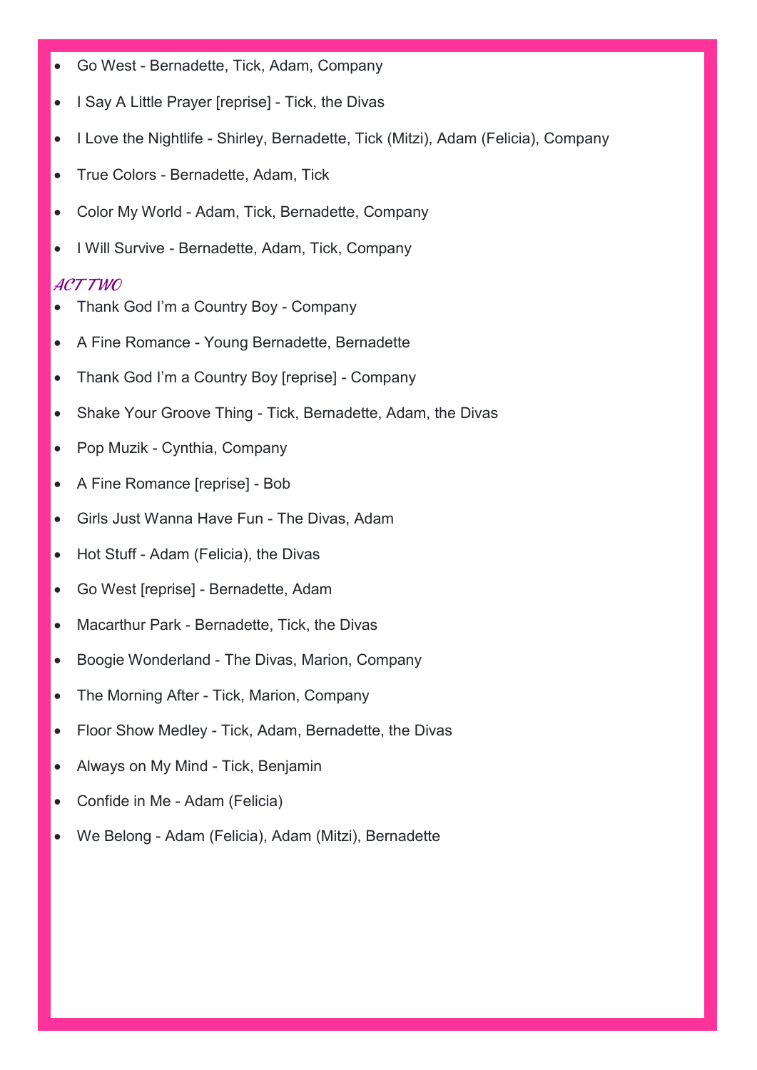- Go West - Bernadette, Tick, Adam, Company
- I Say A Little Prayer [reprise] - Tick, the Divas
- I Love the Nightlife - Shirley, Bernadette, Tick (Mitzi), Adam (Felicia), Company
- True Colors - Bernadette, Adam, Tick
- Color My World - Adam, Tick, Bernadette, Company
- I Will Survive - Bernadette, Adam, Tick, Company

### *ACT TWO*

- Thank God I'm a Country Boy - Company
- A Fine Romance - Young Bernadette, Bernadette
- Thank God I'm a Country Boy [reprise] - Company
- Shake Your Groove Thing - Tick, Bernadette, Adam, the Divas
- Pop Muzik - Cynthia, Company
- A Fine Romance [reprise] - Bob
- Girls Just Wanna Have Fun - The Divas, Adam
- Hot Stuff - Adam (Felicia), the Divas
- Go West [reprise] - Bernadette, Adam
- Macarthur Park - Bernadette, Tick, the Divas
- Boogie Wonderland - The Divas, Marion, Company
- The Morning After - Tick, Marion, Company
- Floor Show Medley - Tick, Adam, Bernadette, the Divas
- Always on My Mind - Tick, Benjamin
- Confide in Me - Adam (Felicia)
- We Belong - Adam (Felicia), Adam (Mitzi), Bernadette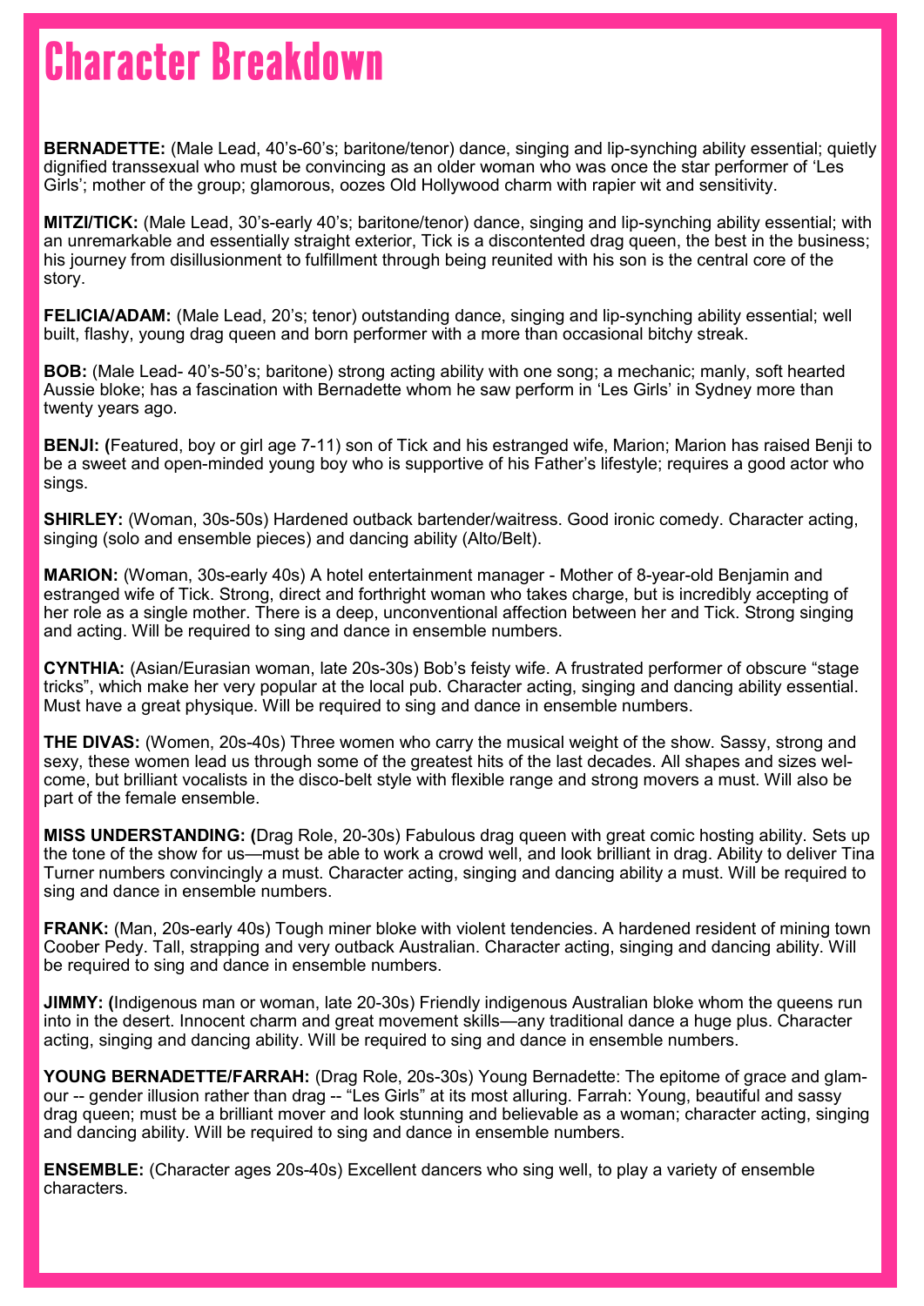# Character Breakdown

**BERNADETTE:** (Male Lead, 40's-60's; baritone/tenor) dance, singing and lip-synching ability essential; quietly dignified transsexual who must be convincing as an older woman who was once the star performer of 'Les Girls'; mother of the group; glamorous, oozes Old Hollywood charm with rapier wit and sensitivity.

**MITZI/TICK:** (Male Lead, 30's-early 40's; baritone/tenor) dance, singing and lip-synching ability essential; with an unremarkable and essentially straight exterior, Tick is a discontented drag queen, the best in the business; his journey from disillusionment to fulfillment through being reunited with his son is the central core of the story.

**FELICIA/ADAM:** (Male Lead, 20's; tenor) outstanding dance, singing and lip-synching ability essential; well built, flashy, young drag queen and born performer with a more than occasional bitchy streak.

**BOB:** (Male Lead- 40's-50's; baritone) strong acting ability with one song; a mechanic; manly, soft hearted Aussie bloke; has a fascination with Bernadette whom he saw perform in 'Les Girls' in Sydney more than twenty years ago.

**BENJI: (**Featured, boy or girl age 7-11) son of Tick and his estranged wife, Marion; Marion has raised Benji to be a sweet and open-minded young boy who is supportive of his Father's lifestyle; requires a good actor who sings.

**SHIRLEY:** (Woman, 30s-50s) Hardened outback bartender/waitress. Good ironic comedy. Character acting, singing (solo and ensemble pieces) and dancing ability (Alto/Belt).

**MARION:** (Woman, 30s-early 40s) A hotel entertainment manager - Mother of 8-year-old Benjamin and estranged wife of Tick. Strong, direct and forthright woman who takes charge, but is incredibly accepting of her role as a single mother. There is a deep, unconventional affection between her and Tick. Strong singing and acting. Will be required to sing and dance in ensemble numbers.

**CYNTHIA:** (Asian/Eurasian woman, late 20s-30s) Bob's feisty wife. A frustrated performer of obscure "stage tricks", which make her very popular at the local pub. Character acting, singing and dancing ability essential. Must have a great physique. Will be required to sing and dance in ensemble numbers.

**THE DIVAS:** (Women, 20s-40s) Three women who carry the musical weight of the show. Sassy, strong and sexy, these women lead us through some of the greatest hits of the last decades. All shapes and sizes welcome, but brilliant vocalists in the disco-belt style with flexible range and strong movers a must. Will also be part of the female ensemble.

**MISS UNDERSTANDING: (**Drag Role, 20-30s) Fabulous drag queen with great comic hosting ability. Sets up the tone of the show for us—must be able to work a crowd well, and look brilliant in drag. Ability to deliver Tina Turner numbers convincingly a must. Character acting, singing and dancing ability a must. Will be required to sing and dance in ensemble numbers.

**FRANK:** (Man, 20s-early 40s) Tough miner bloke with violent tendencies. A hardened resident of mining town Coober Pedy. Tall, strapping and very outback Australian. Character acting, singing and dancing ability. Will be required to sing and dance in ensemble numbers.

**JIMMY: (**Indigenous man or woman, late 20-30s) Friendly indigenous Australian bloke whom the queens run into in the desert. Innocent charm and great movement skills—any traditional dance a huge plus. Character acting, singing and dancing ability. Will be required to sing and dance in ensemble numbers.

**YOUNG BERNADETTE/FARRAH:** (Drag Role, 20s-30s) Young Bernadette: The epitome of grace and glamour -- gender illusion rather than drag -- "Les Girls" at its most alluring. Farrah: Young, beautiful and sassy drag queen; must be a brilliant mover and look stunning and believable as a woman; character acting, singing and dancing ability. Will be required to sing and dance in ensemble numbers.

**ENSEMBLE:** (Character ages 20s-40s) Excellent dancers who sing well, to play a variety of ensemble characters.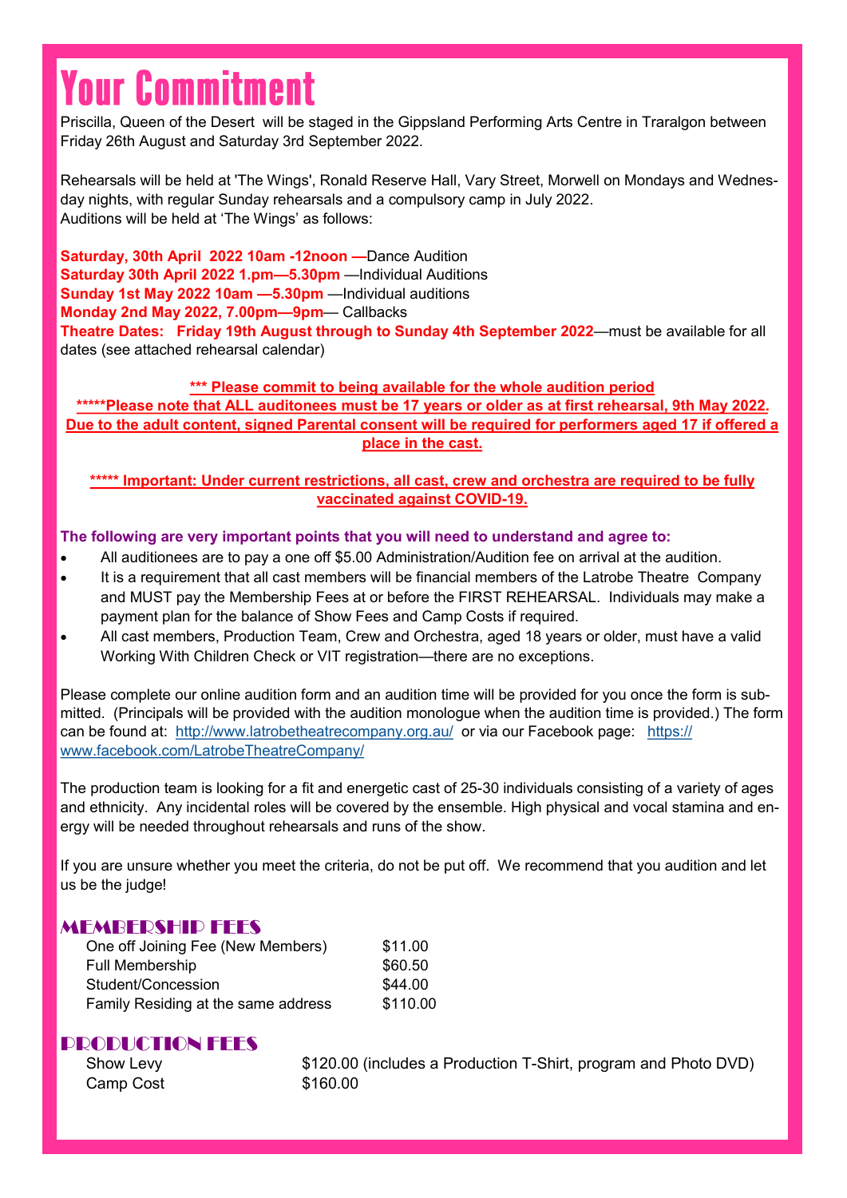# Your Commitment

Priscilla, Queen of the Desert will be staged in the Gippsland Performing Arts Centre in Traralgon between Friday 26th August and Saturday 3rd September 2022.

Rehearsals will be held at 'The Wings', Ronald Reserve Hall, Vary Street, Morwell on Mondays and Wednesday nights, with regular Sunday rehearsals and a compulsory camp in July 2022.
Auditions will be held at 'The Wings' as follows:

**Saturday, 30th April 2022 10am -12noon —**Dance Audition
**Saturday 30th April 2022 1.pm—5.30pm** —Individual Auditions
**Sunday 1st May 2022 10am —5.30pm** —Individual auditions
**Monday 2nd May 2022, 7.00pm—9pm**— Callbacks
**Theatre Dates: Friday 19th August through to Sunday 4th September 2022**—must be available for all dates (see attached rehearsal calendar)

**\*\*\* Please commit to being available for the whole audition period**
**\*\*\*\*\*Please note that ALL auditonees must be 17 years or older as at first rehearsal, 9th May 2022. Due to the adult content, signed Parental consent will be required for performers aged 17 if offered a place in the cast.**

**\*\*\*\*\* Important: Under current restrictions, all cast, crew and orchestra are required to be fully vaccinated against COVID-19.**

**The following are very important points that you will need to understand and agree to:**

- All auditionees are to pay a one off $5.00 Administration/Audition fee on arrival at the audition.
- It is a requirement that all cast members will be financial members of the Latrobe Theatre Company and MUST pay the Membership Fees at or before the FIRST REHEARSAL. Individuals may make a payment plan for the balance of Show Fees and Camp Costs if required.
- All cast members, Production Team, Crew and Orchestra, aged 18 years or older, must have a valid Working With Children Check or VIT registration—there are no exceptions.

Please complete our online audition form and an audition time will be provided for you once the form is submitted. (Principals will be provided with the audition monologue when the audition time is provided.) The form can be found at: http://www.latrobetheatrecompany.org.au/ or via our Facebook page: https://www.facebook.com/LatrobeTheatreCompany/

The production team is looking for a fit and energetic cast of 25-30 individuals consisting of a variety of ages and ethnicity. Any incidental roles will be covered by the ensemble. High physical and vocal stamina and energy will be needed throughout rehearsals and runs of the show.

If you are unsure whether you meet the criteria, do not be put off. We recommend that you audition and let us be the judge!

## MEMBERSHIP FEES

| | |
|---|---|
| One off Joining Fee (New Members) | $11.00 |
| Full Membership | $60.50 |
| Student/Concession | $44.00 |
| Family Residing at the same address | $110.00 |

## PRODUCTION FEES

| | |
|---|---|
| Show Levy | $120.00 (includes a Production T-Shirt, program and Photo DVD) |
| Camp Cost | $160.00 |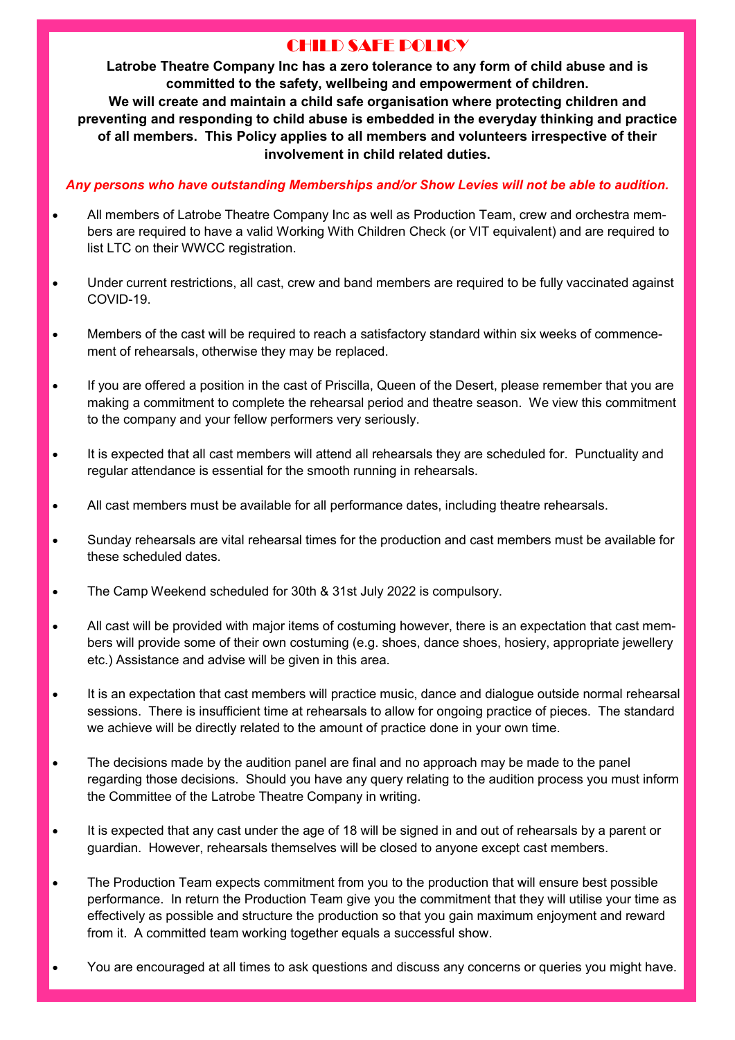# CHILD SAFE POLICY

**Latrobe Theatre Company Inc has a zero tolerance to any form of child abuse and is committed to the safety, wellbeing and empowerment of children. We will create and maintain a child safe organisation where protecting children and preventing and responding to child abuse is embedded in the everyday thinking and practice of all members. This Policy applies to all members and volunteers irrespective of their involvement in child related duties.**

***Any persons who have outstanding Memberships and/or Show Levies will not be able to audition.***

- All members of Latrobe Theatre Company Inc as well as Production Team, crew and orchestra members are required to have a valid Working With Children Check (or VIT equivalent) and are required to list LTC on their WWCC registration.
- Under current restrictions, all cast, crew and band members are required to be fully vaccinated against COVID-19.
- Members of the cast will be required to reach a satisfactory standard within six weeks of commencement of rehearsals, otherwise they may be replaced.
- If you are offered a position in the cast of Priscilla, Queen of the Desert, please remember that you are making a commitment to complete the rehearsal period and theatre season. We view this commitment to the company and your fellow performers very seriously.
- It is expected that all cast members will attend all rehearsals they are scheduled for. Punctuality and regular attendance is essential for the smooth running in rehearsals.
- All cast members must be available for all performance dates, including theatre rehearsals.
- Sunday rehearsals are vital rehearsal times for the production and cast members must be available for these scheduled dates.
- The Camp Weekend scheduled for 30th & 31st July 2022 is compulsory.
- All cast will be provided with major items of costuming however, there is an expectation that cast members will provide some of their own costuming (e.g. shoes, dance shoes, hosiery, appropriate jewellery etc.) Assistance and advise will be given in this area.
- It is an expectation that cast members will practice music, dance and dialogue outside normal rehearsal sessions. There is insufficient time at rehearsals to allow for ongoing practice of pieces. The standard we achieve will be directly related to the amount of practice done in your own time.
- The decisions made by the audition panel are final and no approach may be made to the panel regarding those decisions. Should you have any query relating to the audition process you must inform the Committee of the Latrobe Theatre Company in writing.
- It is expected that any cast under the age of 18 will be signed in and out of rehearsals by a parent or guardian. However, rehearsals themselves will be closed to anyone except cast members.
- The Production Team expects commitment from you to the production that will ensure best possible performance. In return the Production Team give you the commitment that they will utilise your time as effectively as possible and structure the production so that you gain maximum enjoyment and reward from it. A committed team working together equals a successful show.
- You are encouraged at all times to ask questions and discuss any concerns or queries you might have.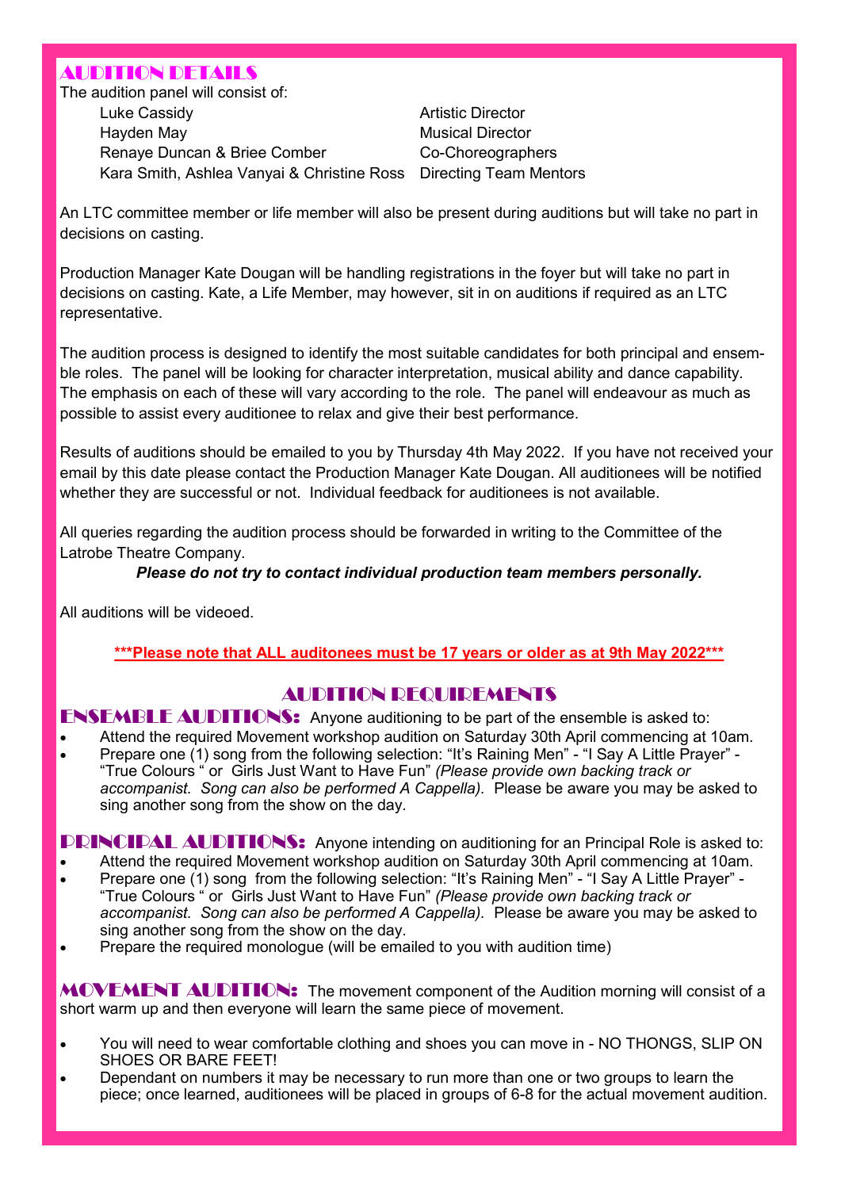## AUDITION DETAILS

The audition panel will consist of:

| | |
|---|---|
| Luke Cassidy | Artistic Director |
| Hayden May | Musical Director |
| Renaye Duncan & Briee Comber | Co-Choreographers |
| Kara Smith, Ashlea Vanyai & Christine Ross | Directing Team Mentors |

An LTC committee member or life member will also be present during auditions but will take no part in decisions on casting.

Production Manager Kate Dougan will be handling registrations in the foyer but will take no part in decisions on casting. Kate, a Life Member, may however, sit in on auditions if required as an LTC representative.

The audition process is designed to identify the most suitable candidates for both principal and ensemble roles. The panel will be looking for character interpretation, musical ability and dance capability. The emphasis on each of these will vary according to the role. The panel will endeavour as much as possible to assist every auditionee to relax and give their best performance.

Results of auditions should be emailed to you by Thursday 4th May 2022. If you have not received your email by this date please contact the Production Manager Kate Dougan. All auditionees will be notified whether they are successful or not. Individual feedback for auditionees is not available.

All queries regarding the audition process should be forwarded in writing to the Committee of the Latrobe Theatre Company.

***Please do not try to contact individual production team members personally.***

All auditions will be videoed.

**\*\*\*Please note that ALL auditonees must be 17 years or older as at 9th May 2022\*\*\***

## AUDITION REQUIREMENTS

**ENSEMBLE AUDITIONS:** Anyone auditioning to be part of the ensemble is asked to:

- Attend the required Movement workshop audition on Saturday 30th April commencing at 10am.
- Prepare one (1) song from the following selection: "It's Raining Men" - "I Say A Little Prayer" - "True Colours " or Girls Just Want to Have Fun" *(Please provide own backing track or accompanist. Song can also be performed A Cappella).* Please be aware you may be asked to sing another song from the show on the day.

**PRINCIPAL AUDITIONS:** Anyone intending on auditioning for an Principal Role is asked to:

- Attend the required Movement workshop audition on Saturday 30th April commencing at 10am.
- Prepare one (1) song from the following selection: "It's Raining Men" - "I Say A Little Prayer" - "True Colours " or Girls Just Want to Have Fun" *(Please provide own backing track or accompanist. Song can also be performed A Cappella).* Please be aware you may be asked to sing another song from the show on the day.
- Prepare the required monologue (will be emailed to you with audition time)

**MOVEMENT AUDITION:** The movement component of the Audition morning will consist of a short warm up and then everyone will learn the same piece of movement.

- You will need to wear comfortable clothing and shoes you can move in - NO THONGS, SLIP ON SHOES OR BARE FEET!
- Dependant on numbers it may be necessary to run more than one or two groups to learn the piece; once learned, auditionees will be placed in groups of 6-8 for the actual movement audition.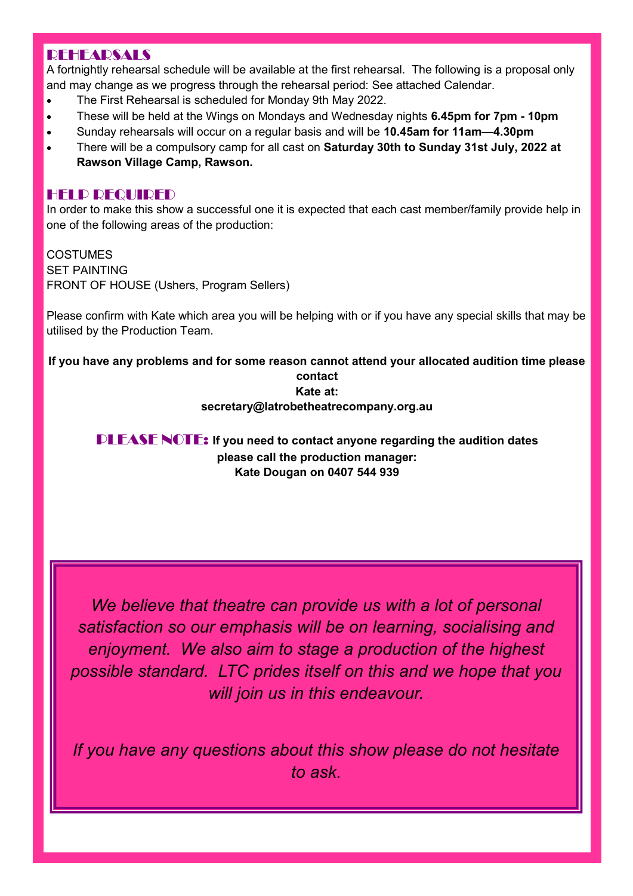## REHEARSALS

A fortnightly rehearsal schedule will be available at the first rehearsal. The following is a proposal only and may change as we progress through the rehearsal period: See attached Calendar.

- The First Rehearsal is scheduled for Monday 9th May 2022.
- These will be held at the Wings on Mondays and Wednesday nights **6.45pm for 7pm - 10pm**
- Sunday rehearsals will occur on a regular basis and will be **10.45am for 11am—4.30pm**
- There will be a compulsory camp for all cast on **Saturday 30th to Sunday 31st July, 2022 at Rawson Village Camp, Rawson.**

## HELP REQUIRED

In order to make this show a successful one it is expected that each cast member/family provide help in one of the following areas of the production:

COSTUMES
SET PAINTING
FRONT OF HOUSE (Ushers, Program Sellers)

Please confirm with Kate which area you will be helping with or if you have any special skills that may be utilised by the Production Team.

**If you have any problems and for some reason cannot attend your allocated audition time please contact**
**Kate at:**
**secretary@latrobetheatrecompany.org.au**

PLEASE NOTE: **If you need to contact anyone regarding the audition dates please call the production manager:**
**Kate Dougan on 0407 544 939**

*We believe that theatre can provide us with a lot of personal satisfaction so our emphasis will be on learning, socialising and enjoyment. We also aim to stage a production of the highest possible standard. LTC prides itself on this and we hope that you will join us in this endeavour.*

*If you have any questions about this show please do not hesitate to ask.*